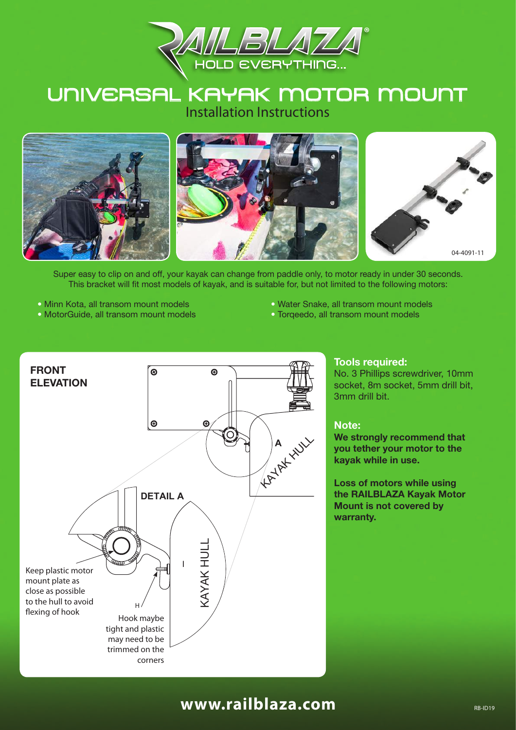# RAILBLAZA®

HOLD EVERYTHING...

# UNIVERSAL KAYAK MOTOR MOUNT

## Installation Instructions

04-4091-11

Super easy to clip on and off, your kayak can change from paddle only, to motor ready in under 30 seconds. This bracket will fit most models of kayak, and is suitable for, but not limited to the following motors:

- Minn Kota, all transom mount models
- MotorGuide, all transom mount models
- Water Snake, all transom mount models
- Torqeedo, all transom mount models

**FRONT ELEVATION**

A

KAYAK HULL

**DETAIL A**

KAYAK HULL

I

H

Keep plastic motor mount plate as close as possible to the hull to avoid flexing of hook

Hook maybe tight and plastic may need to be trimmed on the corners

### Tools required:

No. 3 Phillips screwdriver, 10mm socket, 8m socket, 5mm drill bit, 3mm drill bit.

### Note:

**We strongly recommend that you tether your motor to the kayak while in use.**

**Loss of motors while using the RAILBLAZA Kayak Motor Mount is not covered by warranty.**

**www.railblaza.com**

RB-ID19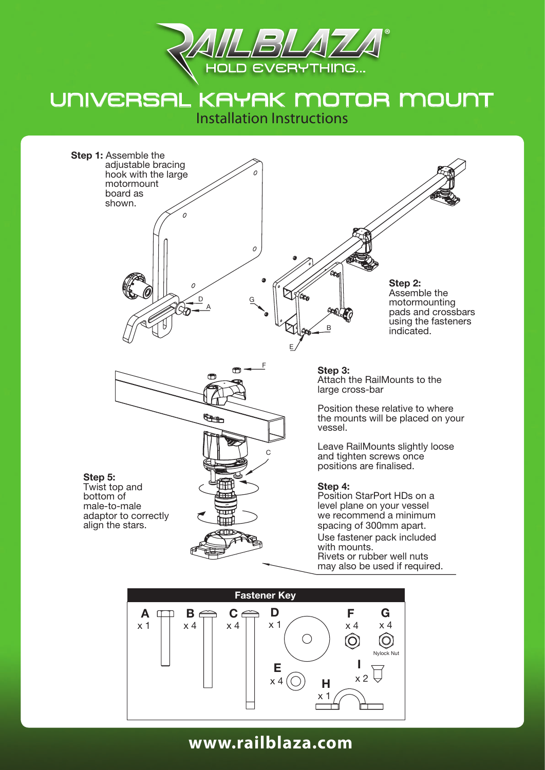# RAILBLAZA

HOLD EVERYTHING...

# UNIVERSAL KAYAK MOTOR MOUNT

## Installation Instructions

**Step 1:** Assemble the adjustable bracing hook with the large motormount board as shown.

**Step 2:** Assemble the motormounting pads and crossbars using the fasteners indicated.

**Step 3:** Attach the RailMounts to the large cross-bar

Position these relative to where the mounts will be placed on your vessel.

Leave RailMounts slightly loose and tighten screws once positions are finalised.

**Step 4:** Position StarPort HDs on a level plane on your vessel we recommend a minimum spacing of 300mm apart.

Use fastener pack included with mounts.

Rivets or rubber well nuts may also be used if required.

**Step 5:** Twist top and bottom of male-to-male adaptor to correctly align the stars.

**Fastener Key**

| | |
|---|---|
| A | x 1 |
| B | x 4 |
| C | x 4 |
| D | x 1 |
| E | x 4 |
| F | x 4 |
| G (Nylock Nut) | x 4 |
| H | x 1 |
| I | x 2 |

www.railblaza.com